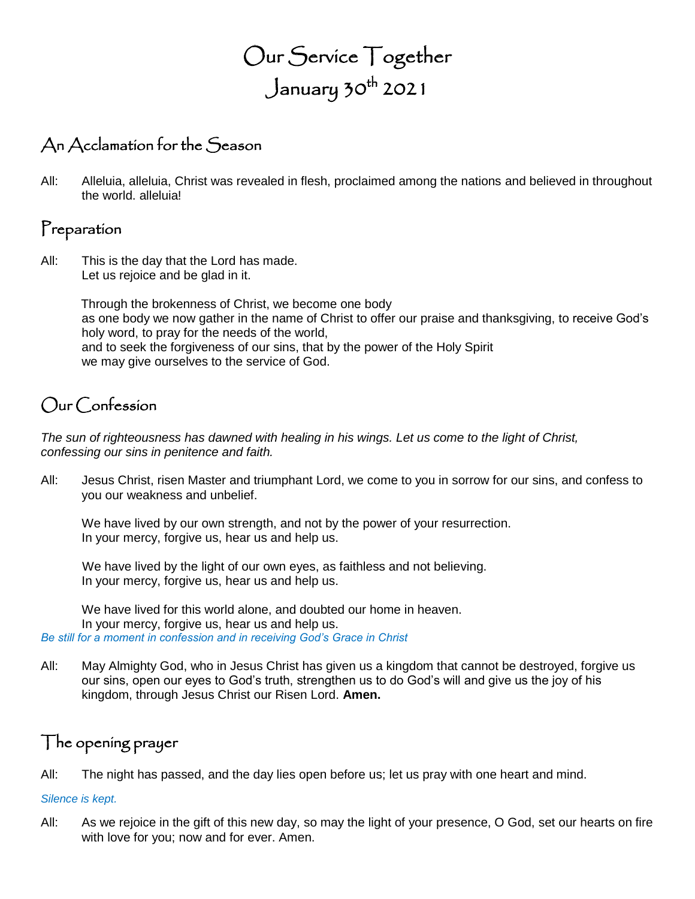# Our Service Together
# January 30th 2021

## An Acclamation for the Season

All: Alleluia, alleluia, Christ was revealed in flesh, proclaimed among the nations and believed in throughout the world. alleluia!

## Preparation

All: This is the day that the Lord has made.
Let us rejoice and be glad in it.

Through the brokenness of Christ, we become one body
as one body we now gather in the name of Christ to offer our praise and thanksgiving, to receive God's holy word, to pray for the needs of the world,
and to seek the forgiveness of our sins, that by the power of the Holy Spirit
we may give ourselves to the service of God.

## Our Confession

*The sun of righteousness has dawned with healing in his wings. Let us come to the light of Christ, confessing our sins in penitence and faith.*

All: Jesus Christ, risen Master and triumphant Lord, we come to you in sorrow for our sins, and confess to you our weakness and unbelief.

We have lived by our own strength, and not by the power of your resurrection.
In your mercy, forgive us, hear us and help us.

We have lived by the light of our own eyes, as faithless and not believing.
In your mercy, forgive us, hear us and help us.

We have lived for this world alone, and doubted our home in heaven.
In your mercy, forgive us, hear us and help us.

*Be still for a moment in confession and in receiving God's Grace in Christ*

All: May Almighty God, who in Jesus Christ has given us a kingdom that cannot be destroyed, forgive us our sins, open our eyes to God's truth, strengthen us to do God's will and give us the joy of his kingdom, through Jesus Christ our Risen Lord. **Amen.**

## The opening prayer

All: The night has passed, and the day lies open before us; let us pray with one heart and mind.

*Silence is kept.*

All: As we rejoice in the gift of this new day, so may the light of your presence, O God, set our hearts on fire with love for you; now and for ever. Amen.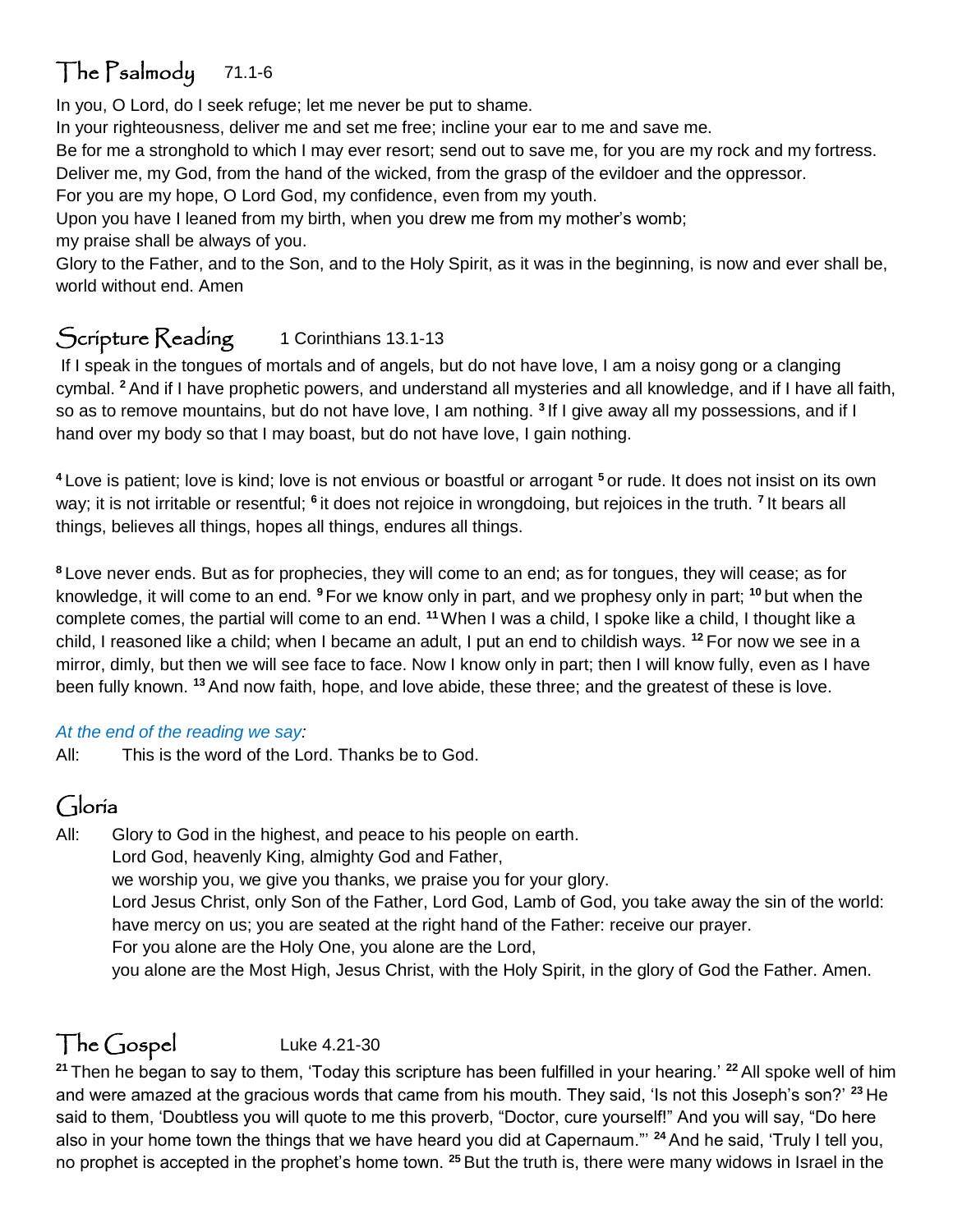## The Psalmody 71.1-6

In you, O Lord, do I seek refuge; let me never be put to shame.
In your righteousness, deliver me and set me free; incline your ear to me and save me.
Be for me a stronghold to which I may ever resort; send out to save me, for you are my rock and my fortress.
Deliver me, my God, from the hand of the wicked, from the grasp of the evildoer and the oppressor.
For you are my hope, O Lord God, my confidence, even from my youth.
Upon you have I leaned from my birth, when you drew me from my mother's womb;
my praise shall be always of you.
Glory to the Father, and to the Son, and to the Holy Spirit, as it was in the beginning, is now and ever shall be, world without end. Amen

## Scripture Reading 1 Corinthians 13.1-13

If I speak in the tongues of mortals and of angels, but do not have love, I am a noisy gong or a clanging cymbal. **2** And if I have prophetic powers, and understand all mysteries and all knowledge, and if I have all faith, so as to remove mountains, but do not have love, I am nothing. **3** If I give away all my possessions, and if I hand over my body so that I may boast, but do not have love, I gain nothing.

**4** Love is patient; love is kind; love is not envious or boastful or arrogant **5** or rude. It does not insist on its own way; it is not irritable or resentful; **6** it does not rejoice in wrongdoing, but rejoices in the truth. **7** It bears all things, believes all things, hopes all things, endures all things.

**8** Love never ends. But as for prophecies, they will come to an end; as for tongues, they will cease; as for knowledge, it will come to an end. **9** For we know only in part, and we prophesy only in part; **10** but when the complete comes, the partial will come to an end. **11** When I was a child, I spoke like a child, I thought like a child, I reasoned like a child; when I became an adult, I put an end to childish ways. **12** For now we see in a mirror, dimly, but then we will see face to face. Now I know only in part; then I will know fully, even as I have been fully known. **13** And now faith, hope, and love abide, these three; and the greatest of these is love.

*At the end of the reading we say:*

All: This is the word of the Lord. Thanks be to God.

## Gloria

All: Glory to God in the highest, and peace to his people on earth.
Lord God, heavenly King, almighty God and Father,
we worship you, we give you thanks, we praise you for your glory.
Lord Jesus Christ, only Son of the Father, Lord God, Lamb of God, you take away the sin of the world:
have mercy on us; you are seated at the right hand of the Father: receive our prayer.
For you alone are the Holy One, you alone are the Lord,
you alone are the Most High, Jesus Christ, with the Holy Spirit, in the glory of God the Father. Amen.

## The Gospel Luke 4.21-30

**21** Then he began to say to them, 'Today this scripture has been fulfilled in your hearing.' **22** All spoke well of him and were amazed at the gracious words that came from his mouth. They said, 'Is not this Joseph's son?' **23** He said to them, 'Doubtless you will quote to me this proverb, "Doctor, cure yourself!" And you will say, "Do here also in your home town the things that we have heard you did at Capernaum."' **24** And he said, 'Truly I tell you, no prophet is accepted in the prophet's home town. **25** But the truth is, there were many widows in Israel in the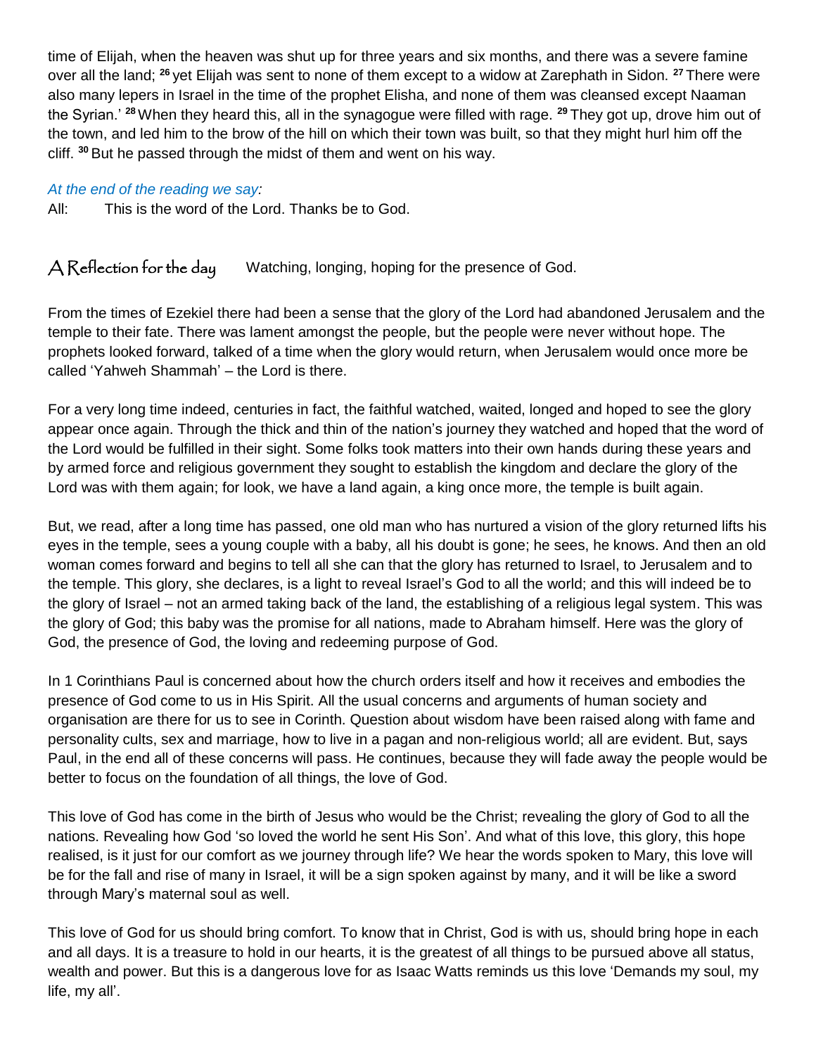time of Elijah, when the heaven was shut up for three years and six months, and there was a severe famine over all the land; [26] yet Elijah was sent to none of them except to a widow at Zarephath in Sidon. [27] There were also many lepers in Israel in the time of the prophet Elisha, and none of them was cleansed except Naaman the Syrian.' [28] When they heard this, all in the synagogue were filled with rage. [29] They got up, drove him out of the town, and led him to the brow of the hill on which their town was built, so that they might hurl him off the cliff. [30] But he passed through the midst of them and went on his way.

*At the end of the reading we say:*

All: This is the word of the Lord. Thanks be to God.

## A Reflection for the day — Watching, longing, hoping for the presence of God.

From the times of Ezekiel there had been a sense that the glory of the Lord had abandoned Jerusalem and the temple to their fate. There was lament amongst the people, but the people were never without hope. The prophets looked forward, talked of a time when the glory would return, when Jerusalem would once more be called 'Yahweh Shammah' – the Lord is there.

For a very long time indeed, centuries in fact, the faithful watched, waited, longed and hoped to see the glory appear once again. Through the thick and thin of the nation's journey they watched and hoped that the word of the Lord would be fulfilled in their sight. Some folks took matters into their own hands during these years and by armed force and religious government they sought to establish the kingdom and declare the glory of the Lord was with them again; for look, we have a land again, a king once more, the temple is built again.

But, we read, after a long time has passed, one old man who has nurtured a vision of the glory returned lifts his eyes in the temple, sees a young couple with a baby, all his doubt is gone; he sees, he knows. And then an old woman comes forward and begins to tell all she can that the glory has returned to Israel, to Jerusalem and to the temple. This glory, she declares, is a light to reveal Israel's God to all the world; and this will indeed be to the glory of Israel – not an armed taking back of the land, the establishing of a religious legal system. This was the glory of God; this baby was the promise for all nations, made to Abraham himself. Here was the glory of God, the presence of God, the loving and redeeming purpose of God.

In 1 Corinthians Paul is concerned about how the church orders itself and how it receives and embodies the presence of God come to us in His Spirit. All the usual concerns and arguments of human society and organisation are there for us to see in Corinth. Question about wisdom have been raised along with fame and personality cults, sex and marriage, how to live in a pagan and non-religious world; all are evident. But, says Paul, in the end all of these concerns will pass. He continues, because they will fade away the people would be better to focus on the foundation of all things, the love of God.

This love of God has come in the birth of Jesus who would be the Christ; revealing the glory of God to all the nations. Revealing how God 'so loved the world he sent His Son'. And what of this love, this glory, this hope realised, is it just for our comfort as we journey through life? We hear the words spoken to Mary, this love will be for the fall and rise of many in Israel, it will be a sign spoken against by many, and it will be like a sword through Mary's maternal soul as well.

This love of God for us should bring comfort. To know that in Christ, God is with us, should bring hope in each and all days. It is a treasure to hold in our hearts, it is the greatest of all things to be pursued above all status, wealth and power. But this is a dangerous love for as Isaac Watts reminds us this love 'Demands my soul, my life, my all'.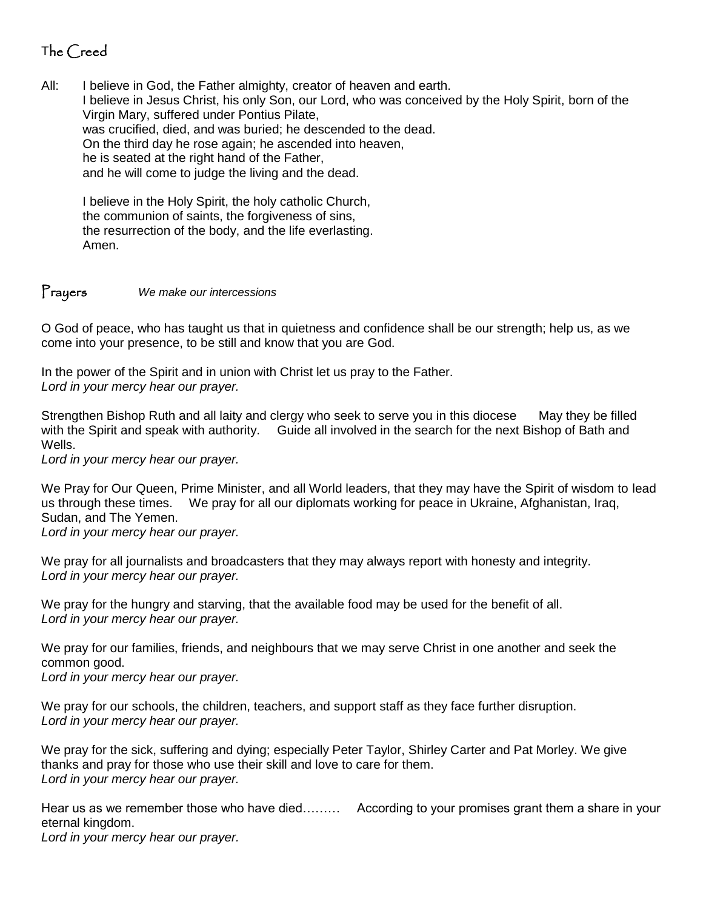## The Creed

All: I believe in God, the Father almighty, creator of heaven and earth.
I believe in Jesus Christ, his only Son, our Lord, who was conceived by the Holy Spirit, born of the Virgin Mary, suffered under Pontius Pilate,
was crucified, died, and was buried; he descended to the dead.
On the third day he rose again; he ascended into heaven,
he is seated at the right hand of the Father,
and he will come to judge the living and the dead.

I believe in the Holy Spirit, the holy catholic Church,
the communion of saints, the forgiveness of sins,
the resurrection of the body, and the life everlasting.
Amen.

## Prayers *We make our intercessions*

O God of peace, who has taught us that in quietness and confidence shall be our strength; help us, as we come into your presence, to be still and know that you are God.

In the power of the Spirit and in union with Christ let us pray to the Father.
*Lord in your mercy hear our prayer.*

Strengthen Bishop Ruth and all laity and clergy who seek to serve you in this diocese May they be filled with the Spirit and speak with authority. Guide all involved in the search for the next Bishop of Bath and Wells.
*Lord in your mercy hear our prayer.*

We Pray for Our Queen, Prime Minister, and all World leaders, that they may have the Spirit of wisdom to lead us through these times. We pray for all our diplomats working for peace in Ukraine, Afghanistan, Iraq, Sudan, and The Yemen.
*Lord in your mercy hear our prayer.*

We pray for all journalists and broadcasters that they may always report with honesty and integrity.
*Lord in your mercy hear our prayer.*

We pray for the hungry and starving, that the available food may be used for the benefit of all.
*Lord in your mercy hear our prayer.*

We pray for our families, friends, and neighbours that we may serve Christ in one another and seek the common good.
*Lord in your mercy hear our prayer.*

We pray for our schools, the children, teachers, and support staff as they face further disruption.
*Lord in your mercy hear our prayer.*

We pray for the sick, suffering and dying; especially Peter Taylor, Shirley Carter and Pat Morley. We give thanks and pray for those who use their skill and love to care for them.
*Lord in your mercy hear our prayer.*

Hear us as we remember those who have died……… According to your promises grant them a share in your eternal kingdom.
*Lord in your mercy hear our prayer.*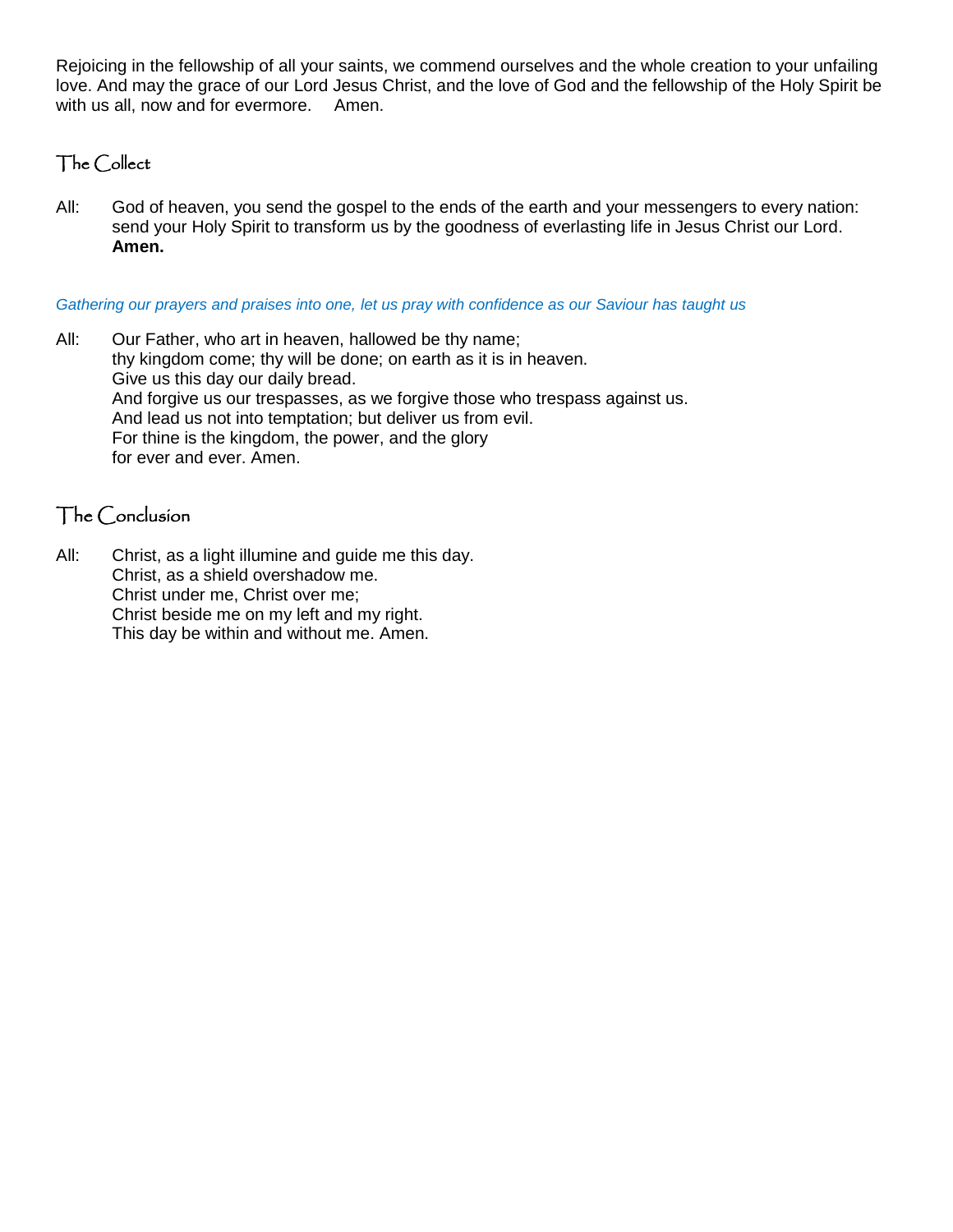Rejoicing in the fellowship of all your saints, we commend ourselves and the whole creation to your unfailing love. And may the grace of our Lord Jesus Christ, and the love of God and the fellowship of the Holy Spirit be with us all, now and for evermore.     Amen.

## The Collect

All:     God of heaven, you send the gospel to the ends of the earth and your messengers to every nation: send your Holy Spirit to transform us by the goodness of everlasting life in Jesus Christ our Lord. **Amen.**

*Gathering our prayers and praises into one, let us pray with confidence as our Saviour has taught us*

All:     Our Father, who art in heaven, hallowed be thy name;
thy kingdom come; thy will be done; on earth as it is in heaven.
Give us this day our daily bread.
And forgive us our trespasses, as we forgive those who trespass against us.
And lead us not into temptation; but deliver us from evil.
For thine is the kingdom, the power, and the glory
for ever and ever. Amen.

## The Conclusion

All:     Christ, as a light illumine and guide me this day.
Christ, as a shield overshadow me.
Christ under me, Christ over me;
Christ beside me on my left and my right.
This day be within and without me. Amen.